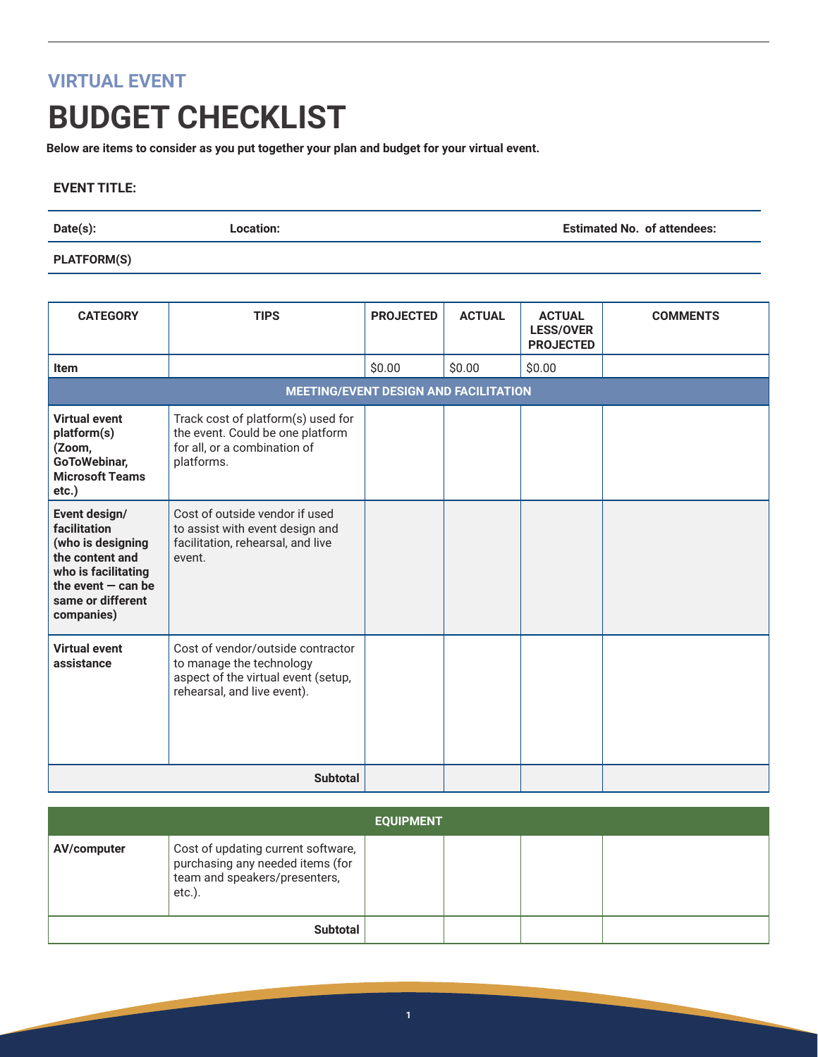## VIRTUAL EVENT

# BUDGET CHECKLIST

**Below are items to consider as you put together your plan and budget for your virtual event.**

**EVENT TITLE:**

**Date(s):** **Location:** **Estimated No. of attendees:**

**PLATFORM(S)**

| CATEGORY | TIPS | PROJECTED | ACTUAL | ACTUAL LESS/OVER PROJECTED | COMMENTS |
|---|---|---|---|---|---|
| **Item** | | $0.00 | $0.00 | $0.00 | |
| **MEETING/EVENT DESIGN AND FACILITATION** | | | | | |
| **Virtual event platform(s) (Zoom, GoToWebinar, Microsoft Teams etc.)** | Track cost of platform(s) used for the event. Could be one platform for all, or a combination of platforms. | | | | |
| **Event design/ facilitation (who is designing the content and who is facilitating the event — can be same or different companies)** | Cost of outside vendor if used to assist with event design and facilitation, rehearsal, and live event. | | | | |
| **Virtual event assistance** | Cost of vendor/outside contractor to manage the technology aspect of the virtual event (setup, rehearsal, and live event). | | | | |
| | **Subtotal** | | | | |

| **EQUIPMENT** | | | | | |
|---|---|---|---|---|---|
| **AV/computer** | Cost of updating current software, purchasing any needed items (for team and speakers/presenters, etc.). | | | | |
| | **Subtotal** | | | | |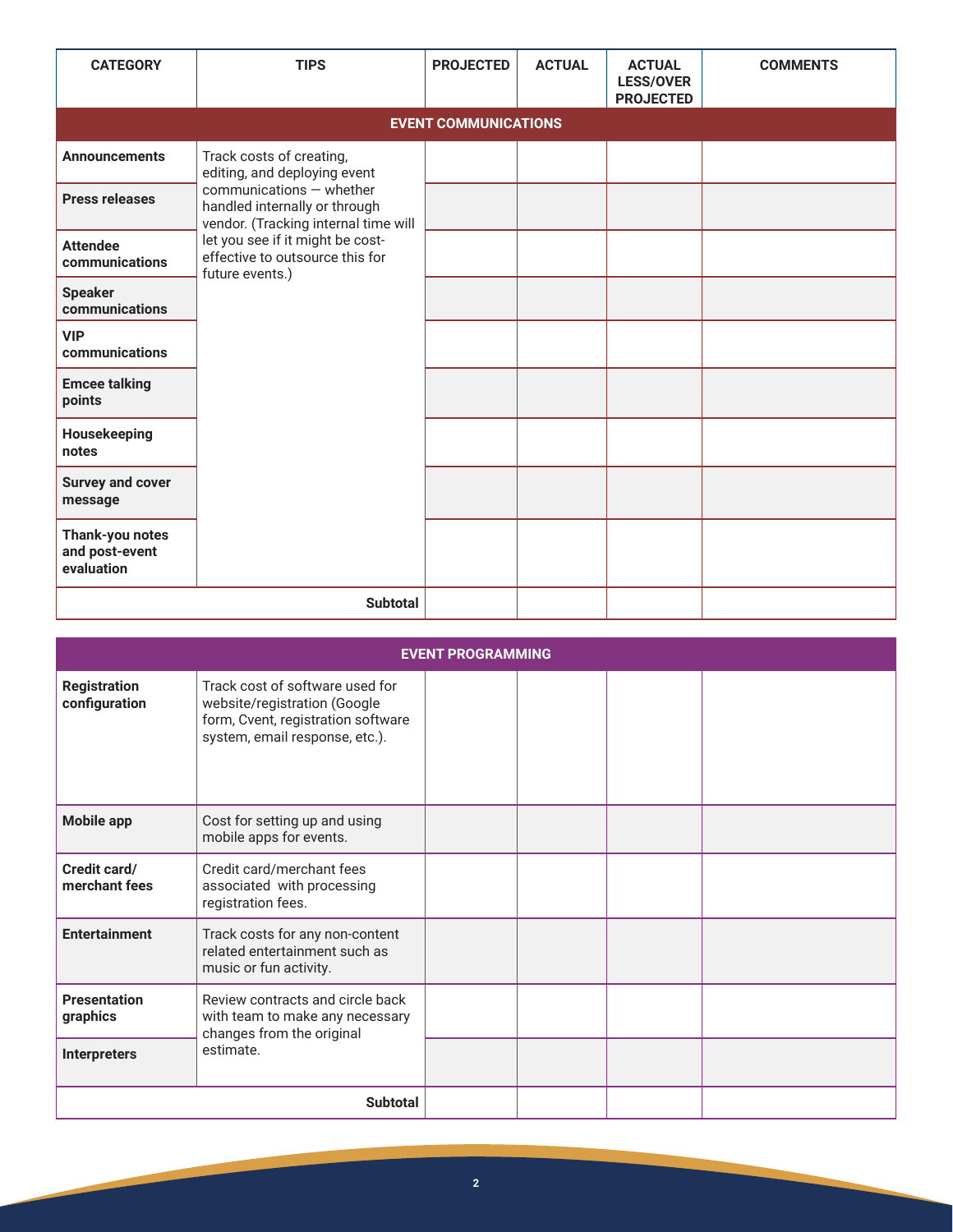| CATEGORY | TIPS | PROJECTED | ACTUAL | ACTUAL LESS/OVER PROJECTED | COMMENTS |
|---|---|---|---|---|---|
| **EVENT COMMUNICATIONS** | | | | | |
| **Announcements** | Track costs of creating, editing, and deploying event communications — whether handled internally or through vendor. (Tracking internal time will let you see if it might be cost-effective to outsource this for future events.) | | | | |
| **Press releases** | | | | | |
| **Attendee communications** | | | | | |
| **Speaker communications** | | | | | |
| **VIP communications** | | | | | |
| **Emcee talking points** | | | | | |
| **Housekeeping notes** | | | | | |
| **Survey and cover message** | | | | | |
| **Thank-you notes and post-event evaluation** | | | | | |
| | **Subtotal** | | | | |

| CATEGORY | TIPS | PROJECTED | ACTUAL | ACTUAL LESS/OVER PROJECTED | COMMENTS |
|---|---|---|---|---|---|
| **EVENT PROGRAMMING** | | | | | |
| **Registration configuration** | Track cost of software used for website/registration (Google form, Cvent, registration software system, email response, etc.). | | | | |
| **Mobile app** | Cost for setting up and using mobile apps for events. | | | | |
| **Credit card/ merchant fees** | Credit card/merchant fees associated with processing registration fees. | | | | |
| **Entertainment** | Track costs for any non-content related entertainment such as music or fun activity. | | | | |
| **Presentation graphics** | Review contracts and circle back with team to make any necessary changes from the original estimate. | | | | |
| **Interpreters** | | | | | |
| | **Subtotal** | | | | |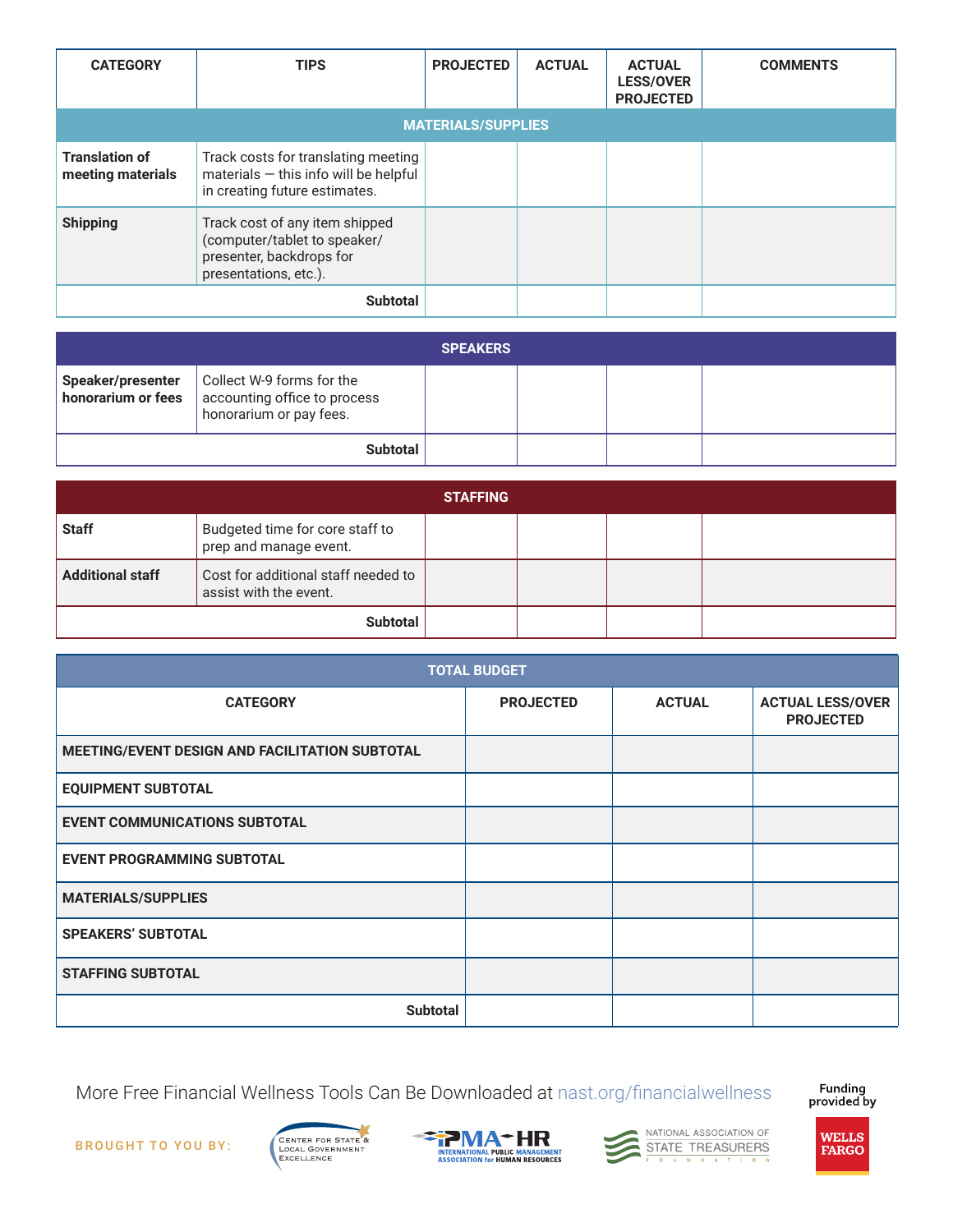| CATEGORY | TIPS | PROJECTED | ACTUAL | ACTUAL LESS/OVER PROJECTED | COMMENTS |
|---|---|---|---|---|---|
| **MATERIALS/SUPPLIES** | | | | | |
| **Translation of meeting materials** | Track costs for translating meeting materials — this info will be helpful in creating future estimates. | | | | |
| **Shipping** | Track cost of any item shipped (computer/tablet to speaker/presenter, backdrops for presentations, etc.). | | | | |
| | **Subtotal** | | | | |

| | | | | | |
|---|---|---|---|---|---|
| **SPEAKERS** | | | | | |
| **Speaker/presenter honorarium or fees** | Collect W-9 forms for the accounting office to process honorarium or pay fees. | | | | |
| | **Subtotal** | | | | |

| | | | | | |
|---|---|---|---|---|---|
| **STAFFING** | | | | | |
| **Staff** | Budgeted time for core staff to prep and manage event. | | | | |
| **Additional staff** | Cost for additional staff needed to assist with the event. | | | | |
| | **Subtotal** | | | | |

**TOTAL BUDGET**

| CATEGORY | PROJECTED | ACTUAL | ACTUAL LESS/OVER PROJECTED |
|---|---|---|---|
| **MEETING/EVENT DESIGN AND FACILITATION SUBTOTAL** | | | |
| **EQUIPMENT SUBTOTAL** | | | |
| **EVENT COMMUNICATIONS SUBTOTAL** | | | |
| **EVENT PROGRAMMING SUBTOTAL** | | | |
| **MATERIALS/SUPPLIES** | | | |
| **SPEAKERS' SUBTOTAL** | | | |
| **STAFFING SUBTOTAL** | | | |
| **Subtotal** | | | |

More Free Financial Wellness Tools Can Be Downloaded at nast.org/financialwellness

BROUGHT TO YOU BY: Center for State & Local Government Excellence; IPMA-HR International Public Management Association for Human Resources; National Association of State Treasurers Foundation

Funding provided by Wells Fargo